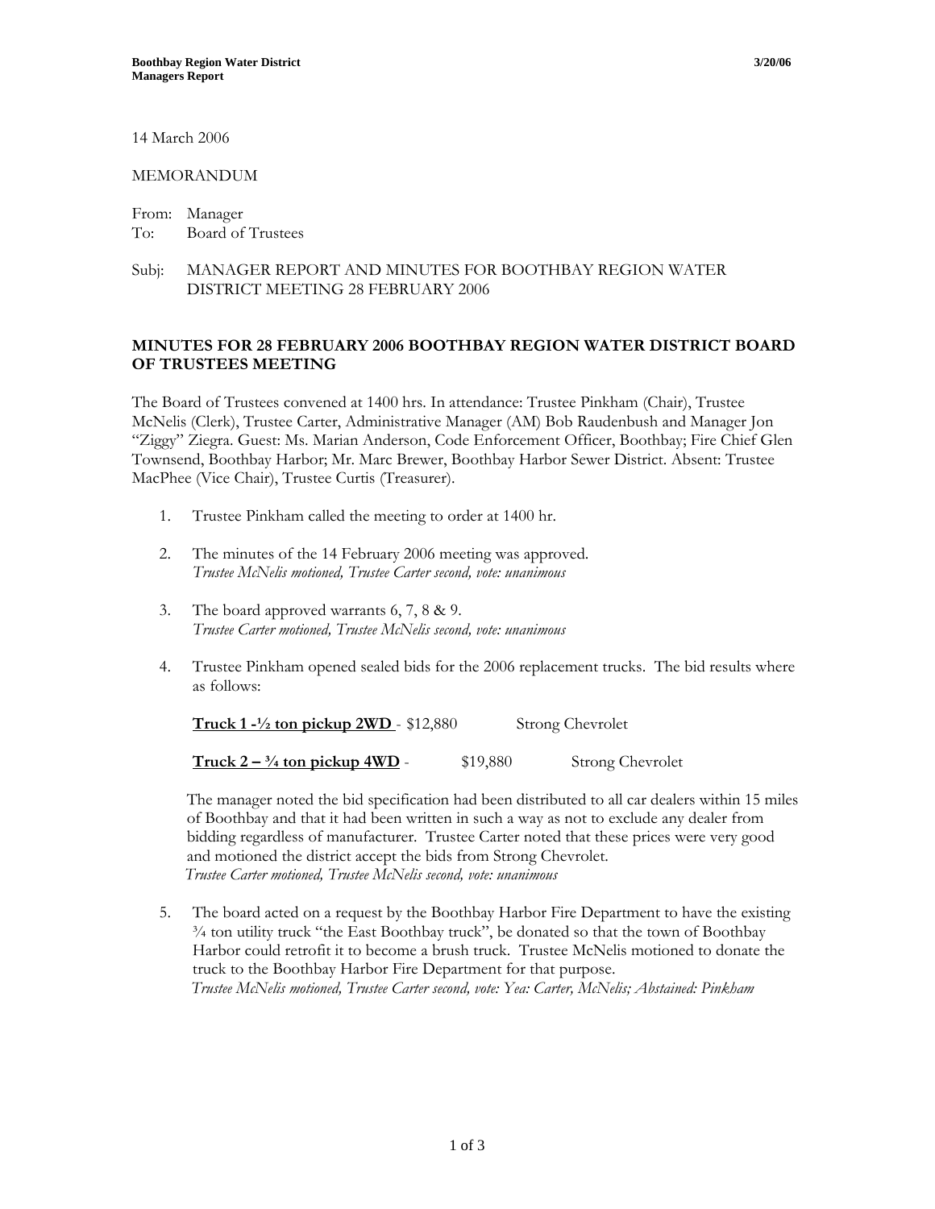14 March 2006

MEMORANDUM

From: Manager
To: Board of Trustees

Subj: MANAGER REPORT AND MINUTES FOR BOOTHBAY REGION WATER DISTRICT MEETING 28 FEBRUARY 2006

## MINUTES FOR 28 FEBRUARY 2006 BOOTHBAY REGION WATER DISTRICT BOARD OF TRUSTEES MEETING

The Board of Trustees convened at 1400 hrs. In attendance: Trustee Pinkham (Chair), Trustee McNelis (Clerk), Trustee Carter, Administrative Manager (AM) Bob Raudenbush and Manager Jon "Ziggy" Ziegra. Guest: Ms. Marian Anderson, Code Enforcement Officer, Boothbay; Fire Chief Glen Townsend, Boothbay Harbor; Mr. Marc Brewer, Boothbay Harbor Sewer District. Absent: Trustee MacPhee (Vice Chair), Trustee Curtis (Treasurer).

1. Trustee Pinkham called the meeting to order at 1400 hr.

2. The minutes of the 14 February 2006 meeting was approved.
   *Trustee McNelis motioned, Trustee Carter second, vote: unanimous*

3. The board approved warrants 6, 7, 8 & 9.
   *Trustee Carter motioned, Trustee McNelis second, vote: unanimous*

4. Trustee Pinkham opened sealed bids for the 2006 replacement trucks. The bid results where as follows:

   **Truck 1 -½ ton pickup 2WD** - $12,880 Strong Chevrolet

   **Truck 2 – ¾ ton pickup 4WD** - $19,880 Strong Chevrolet

   The manager noted the bid specification had been distributed to all car dealers within 15 miles of Boothbay and that it had been written in such a way as not to exclude any dealer from bidding regardless of manufacturer. Trustee Carter noted that these prices were very good and motioned the district accept the bids from Strong Chevrolet.
   *Trustee Carter motioned, Trustee McNelis second, vote: unanimous*

5. The board acted on a request by the Boothbay Harbor Fire Department to have the existing ¾ ton utility truck "the East Boothbay truck", be donated so that the town of Boothbay Harbor could retrofit it to become a brush truck. Trustee McNelis motioned to donate the truck to the Boothbay Harbor Fire Department for that purpose.
   *Trustee McNelis motioned, Trustee Carter second, vote: Yea: Carter, McNelis; Abstained: Pinkham*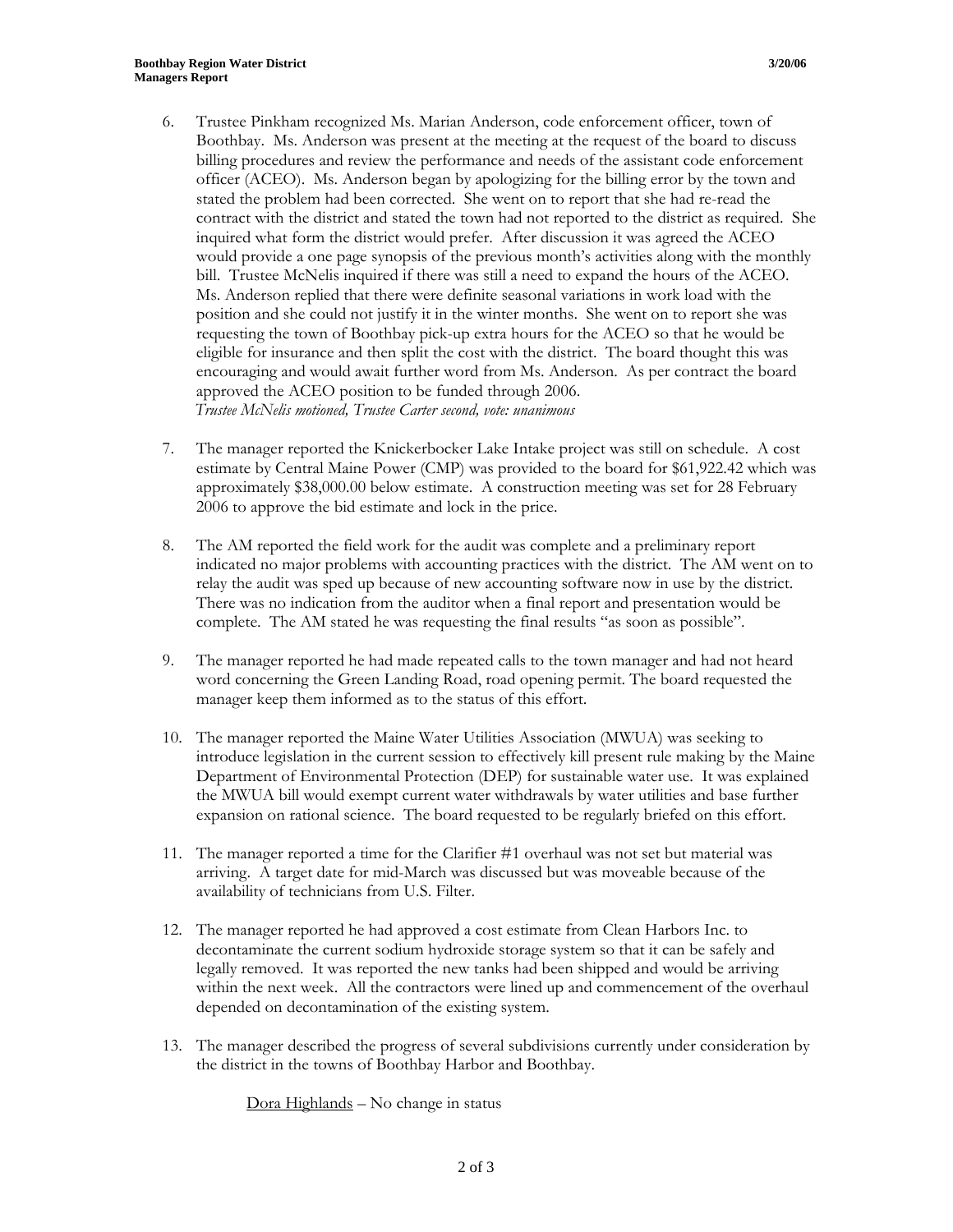6. Trustee Pinkham recognized Ms. Marian Anderson, code enforcement officer, town of Boothbay. Ms. Anderson was present at the meeting at the request of the board to discuss billing procedures and review the performance and needs of the assistant code enforcement officer (ACEO). Ms. Anderson began by apologizing for the billing error by the town and stated the problem had been corrected. She went on to report that she had re-read the contract with the district and stated the town had not reported to the district as required. She inquired what form the district would prefer. After discussion it was agreed the ACEO would provide a one page synopsis of the previous month's activities along with the monthly bill. Trustee McNelis inquired if there was still a need to expand the hours of the ACEO. Ms. Anderson replied that there were definite seasonal variations in work load with the position and she could not justify it in the winter months. She went on to report she was requesting the town of Boothbay pick-up extra hours for the ACEO so that he would be eligible for insurance and then split the cost with the district. The board thought this was encouraging and would await further word from Ms. Anderson. As per contract the board approved the ACEO position to be funded through 2006.
*Trustee McNelis motioned, Trustee Carter second, vote: unanimous*

7. The manager reported the Knickerbocker Lake Intake project was still on schedule. A cost estimate by Central Maine Power (CMP) was provided to the board for $61,922.42 which was approximately $38,000.00 below estimate. A construction meeting was set for 28 February 2006 to approve the bid estimate and lock in the price.

8. The AM reported the field work for the audit was complete and a preliminary report indicated no major problems with accounting practices with the district. The AM went on to relay the audit was sped up because of new accounting software now in use by the district. There was no indication from the auditor when a final report and presentation would be complete. The AM stated he was requesting the final results "as soon as possible".

9. The manager reported he had made repeated calls to the town manager and had not heard word concerning the Green Landing Road, road opening permit. The board requested the manager keep them informed as to the status of this effort.

10. The manager reported the Maine Water Utilities Association (MWUA) was seeking to introduce legislation in the current session to effectively kill present rule making by the Maine Department of Environmental Protection (DEP) for sustainable water use. It was explained the MWUA bill would exempt current water withdrawals by water utilities and base further expansion on rational science. The board requested to be regularly briefed on this effort.

11. The manager reported a time for the Clarifier #1 overhaul was not set but material was arriving. A target date for mid-March was discussed but was moveable because of the availability of technicians from U.S. Filter.

12. The manager reported he had approved a cost estimate from Clean Harbors Inc. to decontaminate the current sodium hydroxide storage system so that it can be safely and legally removed. It was reported the new tanks had been shipped and would be arriving within the next week. All the contractors were lined up and commencement of the overhaul depended on decontamination of the existing system.

13. The manager described the progress of several subdivisions currently under consideration by the district in the towns of Boothbay Harbor and Boothbay.

    Dora Highlands – No change in status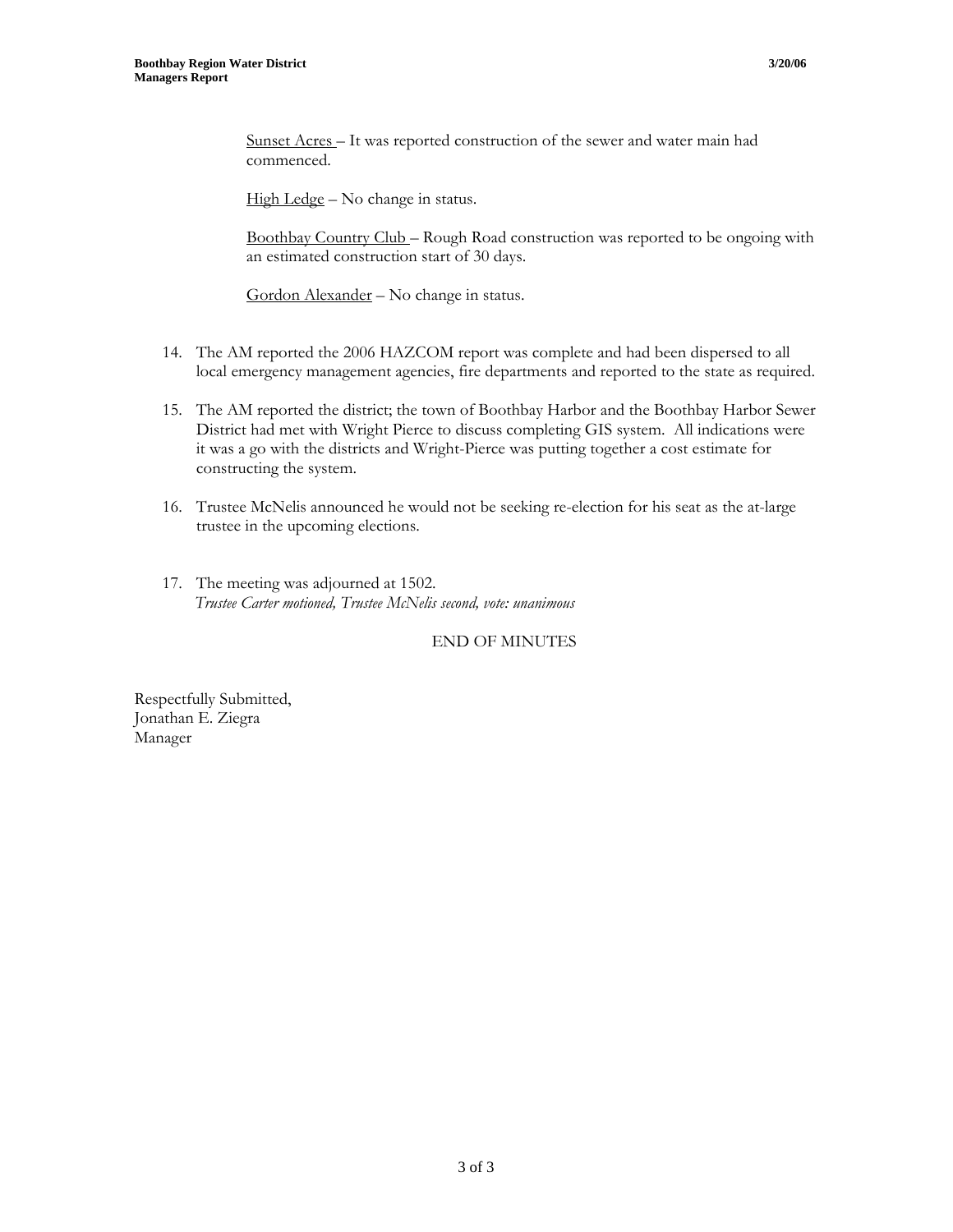Sunset Acres – It was reported construction of the sewer and water main had commenced.

High Ledge – No change in status.

Boothbay Country Club – Rough Road construction was reported to be ongoing with an estimated construction start of 30 days.

Gordon Alexander – No change in status.

14. The AM reported the 2006 HAZCOM report was complete and had been dispersed to all local emergency management agencies, fire departments and reported to the state as required.

15. The AM reported the district; the town of Boothbay Harbor and the Boothbay Harbor Sewer District had met with Wright Pierce to discuss completing GIS system. All indications were it was a go with the districts and Wright-Pierce was putting together a cost estimate for constructing the system.

16. Trustee McNelis announced he would not be seeking re-election for his seat as the at-large trustee in the upcoming elections.

17. The meeting was adjourned at 1502.
    *Trustee Carter motioned, Trustee McNelis second, vote: unanimous*

END OF MINUTES

Respectfully Submitted,
Jonathan E. Ziegra
Manager